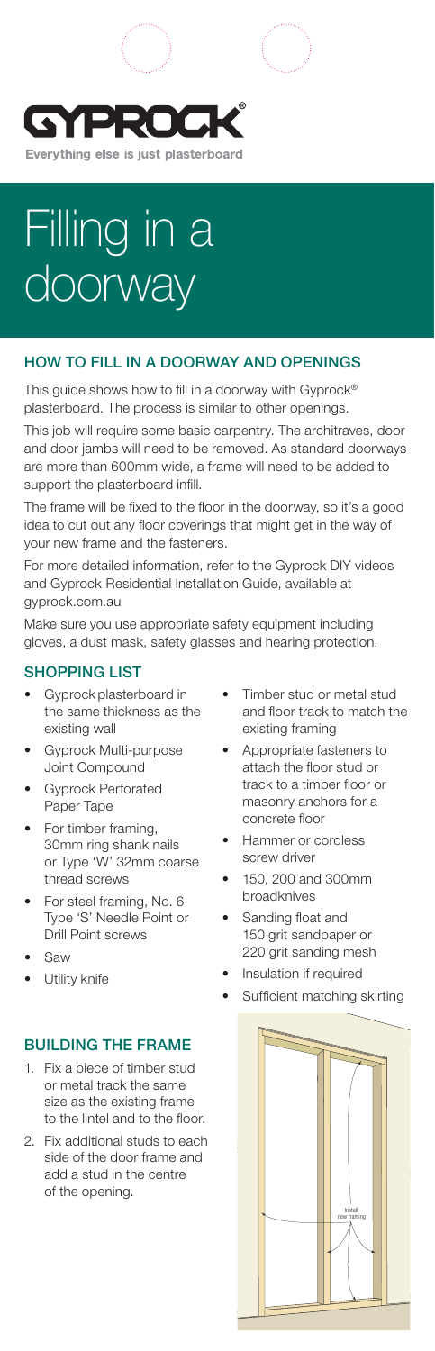GYPROCK®

Everything else is just plasterboard

# Filling in a doorway

## HOW TO FILL IN A DOORWAY AND OPENINGS

This guide shows how to fill in a doorway with Gyprock® plasterboard. The process is similar to other openings.

This job will require some basic carpentry. The architraves, door and door jambs will need to be removed. As standard doorways are more than 600mm wide, a frame will need to be added to support the plasterboard infill.

The frame will be fixed to the floor in the doorway, so it's a good idea to cut out any floor coverings that might get in the way of your new frame and the fasteners.

For more detailed information, refer to the Gyprock DIY videos and Gyprock Residential Installation Guide, available at gyprock.com.au

Make sure you use appropriate safety equipment including gloves, a dust mask, safety glasses and hearing protection.

## SHOPPING LIST

- Gyprock plasterboard in the same thickness as the existing wall
- Gyprock Multi-purpose Joint Compound
- Gyprock Perforated Paper Tape
- For timber framing, 30mm ring shank nails or Type 'W' 32mm coarse thread screws
- For steel framing, No. 6 Type 'S' Needle Point or Drill Point screws
- Saw
- Utility knife
- Timber stud or metal stud and floor track to match the existing framing
- Appropriate fasteners to attach the floor stud or track to a timber floor or masonry anchors for a concrete floor
- Hammer or cordless screw driver
- 150, 200 and 300mm broadknives
- Sanding float and 150 grit sandpaper or 220 grit sanding mesh
- Insulation if required
- Sufficient matching skirting

## BUILDING THE FRAME

1. Fix a piece of timber stud or metal track the same size as the existing frame to the lintel and to the floor.
2. Fix additional studs to each side of the door frame and add a stud in the centre of the opening.

Install new framing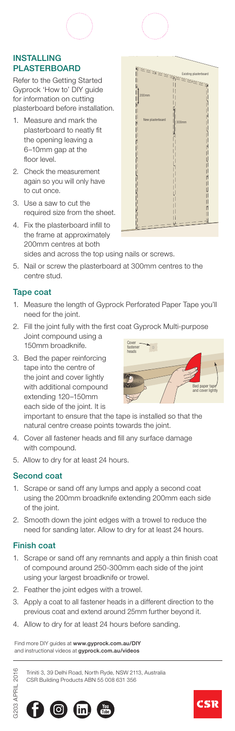## INSTALLING PLASTERBOARD

Refer to the Getting Started Gyprock 'How to' DIY guide for information on cutting plasterboard before installation.

1. Measure and mark the plasterboard to neatly fit the opening leaving a 6–10mm gap at the floor level.
2. Check the measurement again so you will only have to cut once.
3. Use a saw to cut the required size from the sheet.
4. Fix the plasterboard infill to the frame at approximately 200mm centres at both sides and across the top using nails or screws.
5. Nail or screw the plasterboard at 300mm centres to the centre stud.

Existing plasterboard
200mm
New plasterboard
300mm

### Tape coat

1. Measure the length of Gyprock Perforated Paper Tape you'll need for the joint.
2. Fill the joint fully with the first coat Gyprock Multi-purpose Joint compound using a 150mm broadknife.
3. Bed the paper reinforcing tape into the centre of the joint and cover lightly with additional compound extending 120–150mm each side of the joint. It is important to ensure that the tape is installed so that the natural centre crease points towards the joint.
4. Cover all fastener heads and fill any surface damage with compound.
5. Allow to dry for at least 24 hours.

Cover fastener heads
Bed paper tape and cover lightly

### Second coat

1. Scrape or sand off any lumps and apply a second coat using the 200mm broadknife extending 200mm each side of the joint.
2. Smooth down the joint edges with a trowel to reduce the need for sanding later. Allow to dry for at least 24 hours.

### Finish coat

1. Scrape or sand off any remnants and apply a thin finish coat of compound around 250-300mm each side of the joint using your largest broadknife or trowel.
2. Feather the joint edges with a trowel.
3. Apply a coat to all fastener heads in a different direction to the previous coat and extend around 25mm further beyond it.
4. Allow to dry for at least 24 hours before sanding.

Find more DIY guides at **www.gyprock.com.au/DIY** and instructional videos at **gyprock.com.au/videos**

G203 APRIL 2016

Triniti 3, 39 Delhi Road, North Ryde, NSW 2113, Australia
CSR Building Products ABN 55 008 631 356

CSR